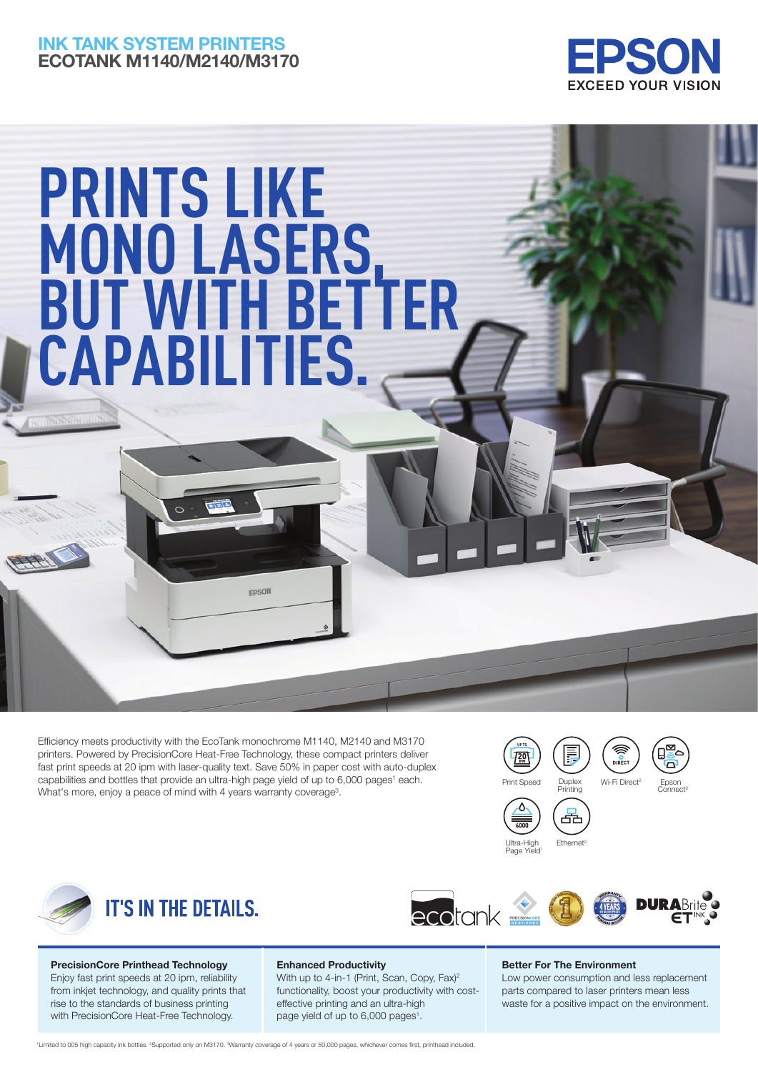## INK TANK SYSTEM PRINTERS
## ECOTANK M1140/M2140/M3170

EPSON
EXCEED YOUR VISION

# PRINTS LIKE MONO LASERS, BUT WITH BETTER CAPABILITIES.

Efficiency meets productivity with the EcoTank monochrome M1140, M2140 and M3170 printers. Powered by PrecisionCore Heat-Free Technology, these compact printers deliver fast print speeds at 20 ipm with laser-quality text. Save 50% in paper cost with auto-duplex capabilities and bottles that provide an ultra-high page yield of up to 6,000 pages[1] each. What's more, enjoy a peace of mind with 4 years warranty coverage[3].

- Print Speed
- Duplex Printing
- Wi-Fi Direct[2]
- Epson Connect[2]
- Ultra-High Page Yield[1]
- Ethernet[2]

## IT'S IN THE DETAILS.

**PrecisionCore Printhead Technology**
Enjoy fast print speeds at 20 ipm, reliability from inkjet technology, and quality prints that rise to the standards of business printing with PrecisionCore Heat-Free Technology.

**Enhanced Productivity**
With up to 4-in-1 (Print, Scan, Copy, Fax)[2] functionality, boost your productivity with cost-effective printing and an ultra-high page yield of up to 6,000 pages[1].

**Better For The Environment**
Low power consumption and less replacement parts compared to laser printers mean less waste for a positive impact on the environment.

[1]Limited to 005 high capacity ink bottles. [2]Supported only on M3170. [3]Warranty coverage of 4 years or 50,000 pages, whichever comes first, printhead included.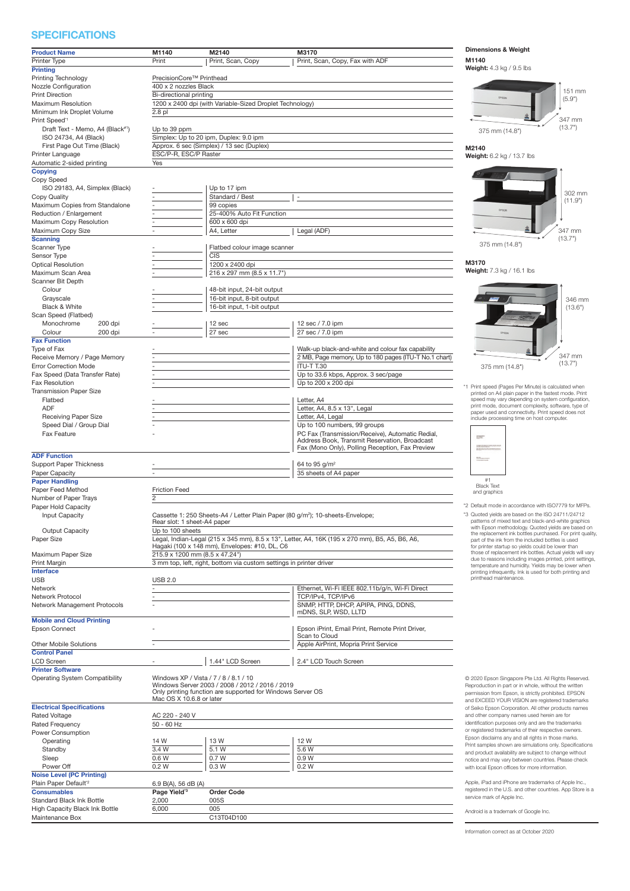## SPECIFICATIONS

| Product Name | M1140 | M2140 | M3170 |
|---|---|---|---|
| Printer Type | Print | Print, Scan, Copy | Print, Scan, Copy, Fax with ADF |
| **Printing** | | | |
| Printing Technology | PrecisionCore™ Printhead | | |
| Nozzle Configuration | 400 x 2 nozzles Black | | |
| Print Direction | Bi-directional printing | | |
| Maximum Resolution | 1200 x 2400 dpi (with Variable-Sized Droplet Technology) | | |
| Minimum Ink Droplet Volume | 2.8 pl | | |
| Print Speed[*1] | | | |
| Draft Text - Memo, A4 (Black[#1]) | Up to 39 ppm | | |
| ISO 24734, A4 (Black) | Simplex: Up to 20 ipm, Duplex: 9.0 ipm | | |
| First Page Out Time (Black) | Approx. 6 sec (Simplex) / 13 sec (Duplex) | | |
| Printer Language | ESC/P-R, ESC/P Raster | | |
| Automatic 2-sided printing | Yes | | |
| **Copying** | | | |
| Copy Speed | | | |
| ISO 29183, A4, Simplex (Black) | - | Up to 17 ipm | |
| Copy Quality | - | Standard / Best | - |
| Maximum Copies from Standalone | - | 99 copies | |
| Reduction / Enlargement | - | 25-400% Auto Fit Function | |
| Maximum Copy Resolution | - | 600 x 600 dpi | |
| Maximum Copy Size | - | A4, Letter | Legal (ADF) |
| **Scanning** | | | |
| Scanner Type | - | Flatbed colour image scanner | |
| Sensor Type | - | CIS | |
| Optical Resolution | - | 1200 x 2400 dpi | |
| Maximum Scan Area | - | 216 x 297 mm (8.5 x 11.7") | |
| Scanner Bit Depth | | | |
| Colour | - | 48-bit input, 24-bit output | |
| Grayscale | - | 16-bit input, 8-bit output | |
| Black & White | - | 16-bit input, 1-bit output | |
| Scan Speed (Flatbed) | | | |
| Monochrome 200 dpi | - | 12 sec | 12 sec / 7.0 ipm |
| Colour 200 dpi | - | 27 sec | 27 sec / 7.0 ipm |
| **Fax Function** | | | |
| Type of Fax | - | | Walk-up black-and-white and colour fax capability |
| Receive Memory / Page Memory | - | | 2 MB, Page memory, Up to 180 pages (ITU-T No.1 chart) |
| Error Correction Mode | - | | ITU-T T.30 |
| Fax Speed (Data Transfer Rate) | - | | Up to 33.6 kbps, Approx. 3 sec/page |
| Fax Resolution | - | | Up to 200 x 200 dpi |
| Transmission Paper Size | | | |
| Flatbed | - | | Letter, A4 |
| ADF | - | | Letter, A4, 8.5 x 13", Legal |
| Receiving Paper Size | - | | Letter, A4, Legal |
| Speed Dial / Group Dial | - | | Up to 100 numbers, 99 groups |
| Fax Feature | - | | PC Fax (Transmission/Receive), Automatic Redial, Address Book, Transmit Reservation, Broadcast Fax (Mono Only), Polling Reception, Fax Preview |
| **ADF Function** | | | |
| Support Paper Thickness | - | | 64 to 95 g/m² |
| Paper Capacity | - | | 35 sheets of A4 paper |
| **Paper Handling** | | | |
| Paper Feed Method | Friction Feed | | |
| Number of Paper Trays | 2 | | |
| Paper Hold Capacity | | | |
| Input Capacity | Cassette 1: 250 Sheets-A4 / Letter Plain Paper (80 g/m²); 10-sheets-Envelope; Rear slot: 1 sheet-A4 paper | | |
| Output Capacity | Up to 100 sheets | | |
| Paper Size | Legal, Indian-Legal (215 x 345 mm), 8.5 x 13", Letter, A4, 16K (195 x 270 mm), B5, A5, B6, A6, Hagaki (100 x 148 mm), Envelopes: #10, DL, C6 | | |
| Maximum Paper Size | 215.9 x 1200 mm (8.5 x 47.24") | | |
| Print Margin | 3 mm top, left, right, bottom via custom settings in printer driver | | |
| **Interface** | | | |
| USB | USB 2.0 | | |
| Network | - | | Ethernet, Wi-Fi IEEE 802.11b/g/n, Wi-Fi Direct |
| Network Protocol | - | | TCP/IPv4, TCP/IPv6 |
| Network Management Protocols | - | | SNMP, HTTP, DHCP, APIPA, PING, DDNS, mDNS, SLP, WSD, LLTD |
| **Mobile and Cloud Printing** | | | |
| Epson Connect | - | | Epson iPrint, Email Print, Remote Print Driver, Scan to Cloud |
| Other Mobile Solutions | - | | Apple AirPrint, Mopria Print Service |
| **Control Panel** | | | |
| LCD Screen | - | 1.44" LCD Screen | 2.4" LCD Touch Screen |
| **Printer Software** | | | |
| Operating System Compatibility | Windows XP / Vista / 7 / 8 / 8.1 / 10<br>Windows Server 2003 / 2008 / 2012 / 2016 / 2019<br>Only printing function are supported for Windows Server OS<br>Mac OS X 10.6.8 or later | | |
| **Electrical Specifications** | | | |
| Rated Voltage | AC 220 - 240 V | | |
| Rated Frequency | 50 - 60 Hz | | |
| Power Consumption | | | |
| Operating | 14 W | 13 W | 12 W |
| Standby | 3.4 W | 5.1 W | 5.6 W |
| Sleep | 0.6 W | 0.7 W | 0.9 W |
| Power Off | 0.2 W | 0.3 W | 0.2 W |
| **Noise Level (PC Printing)** | | | |
| Plain Paper Default[*2] | 6.9 B(A), 56 dB (A) | | |
| **Consumables** | **Page Yield[*3]** | **Order Code** | |
| Standard Black Ink Bottle | 2,000 | 005S | |
| High Capacity Black Ink Bottle | 6,000 | 005 | |
| Maintenance Box | | C13T04D100 | |

### Dimensions & Weight

**M1140**
**Weight:** 4.3 kg / 9.5 lbs

151 mm (5.9")
347 mm (13.7")
375 mm (14.8")

**M2140**
**Weight:** 6.2 kg / 13.7 lbs

302 mm (11.9")
347 mm (13.7")
375 mm (14.8")

**M3170**
**Weight:** 7.3 kg / 16.1 lbs

346 mm (13.6")
347 mm (13.7")
375 mm (14.8")

*1 Print speed (Pages Per Minute) is calculated when printed on A4 plain paper in the fastest mode. Print speed may vary depending on system configuration, print mode, document complexity, software, type of paper used and connectivity. Print speed does not include processing time on host computer.

#1
Black Text and graphics

*2 Default mode in accordance with ISO7779 for MFPs.

*3 Quoted yields are based on the ISO 24711/24712 patterns of mixed text and black-and-white graphics with Epson methodology. Quoted yields are based on the replacement ink bottles purchased. For print quality, part of the ink from the included bottles is used for printer startup so yields could be lower than those of replacement ink bottles. Actual yields will vary due to reasons including images printed, print settings, temperature and humidity. Yields may be lower when printing infrequently. Ink is used for both printing and printhead maintenance.

© 2020 Epson Singapore Pte Ltd. All Rights Reserved. Reproduction in part or in whole, without the written permission from Epson, is strictly prohibited. EPSON and EXCEED YOUR VISION are registered trademarks of Seiko Epson Corporation. All other products names and other company names used herein are for identification purposes only and are the trademarks or registered trademarks of their respective owners. Epson disclaims any and all rights in those marks. Print samples shown are simulations only. Specifications and product availability are subject to change without notice and may vary between countries. Please check with local Epson offices for more information.

Apple, iPad and iPhone are trademarks of Apple Inc., registered in the U.S. and other countries. App Store is a service mark of Apple Inc.

Android is a trademark of Google Inc.

Information correct as at October 2020